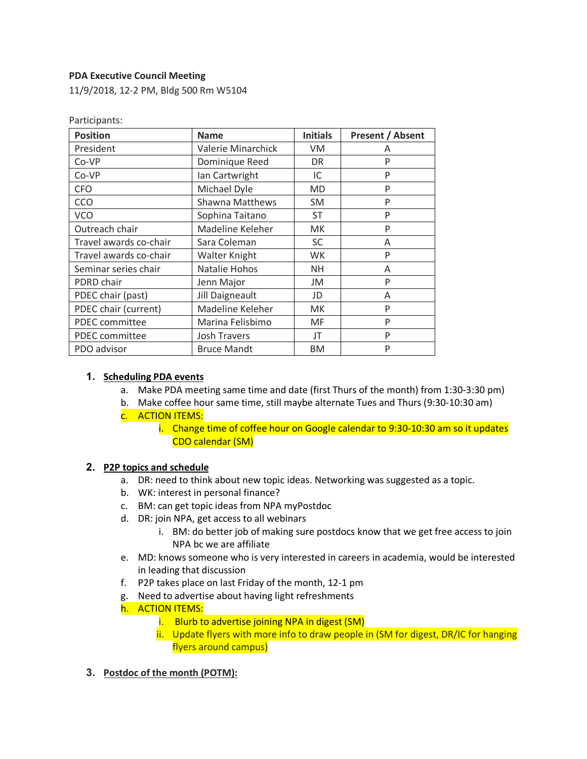**PDA Executive Council Meeting**

11/9/2018, 12-2 PM, Bldg 500 Rm W5104

Participants:

| **Position** | **Name** | **Initials** | **Present / Absent** |
|---|---|---|---|
| President | Valerie Minarchick | VM | A |
| Co-VP | Dominique Reed | DR | P |
| Co-VP | Ian Cartwright | IC | P |
| CFO | Michael Dyle | MD | P |
| CCO | Shawna Matthews | SM | P |
| VCO | Sophina Taitano | ST | P |
| Outreach chair | Madeline Keleher | MK | P |
| Travel awards co-chair | Sara Coleman | SC | A |
| Travel awards co-chair | Walter Knight | WK | P |
| Seminar series chair | Natalie Hohos | NH | A |
| PDRD chair | Jenn Major | JM | P |
| PDEC chair (past) | Jill Daigneault | JD | A |
| PDEC chair (current) | Madeline Keleher | MK | P |
| PDEC committee | Marina Felisbimo | MF | P |
| PDEC committee | Josh Travers | JT | P |
| PDO advisor | Bruce Mandt | BM | P |

1. **Scheduling PDA events**
   a. Make PDA meeting same time and date (first Thurs of the month) from 1:30-3:30 pm)
   b. Make coffee hour same time, still maybe alternate Tues and Thurs (9:30-10:30 am)
   c. ACTION ITEMS:
      i. Change time of coffee hour on Google calendar to 9:30-10:30 am so it updates CDO calendar (SM)

2. **P2P topics and schedule**
   a. DR: need to think about new topic ideas. Networking was suggested as a topic.
   b. WK: interest in personal finance?
   c. BM: can get topic ideas from NPA myPostdoc
   d. DR: join NPA, get access to all webinars
      i. BM: do better job of making sure postdocs know that we get free access to join NPA bc we are affiliate
   e. MD: knows someone who is very interested in careers in academia, would be interested in leading that discussion
   f. P2P takes place on last Friday of the month, 12-1 pm
   g. Need to advertise about having light refreshments
   h. ACTION ITEMS:
      i. Blurb to advertise joining NPA in digest (SM)
      ii. Update flyers with more info to draw people in (SM for digest, DR/IC for hanging flyers around campus)

3. **Postdoc of the month (POTM):**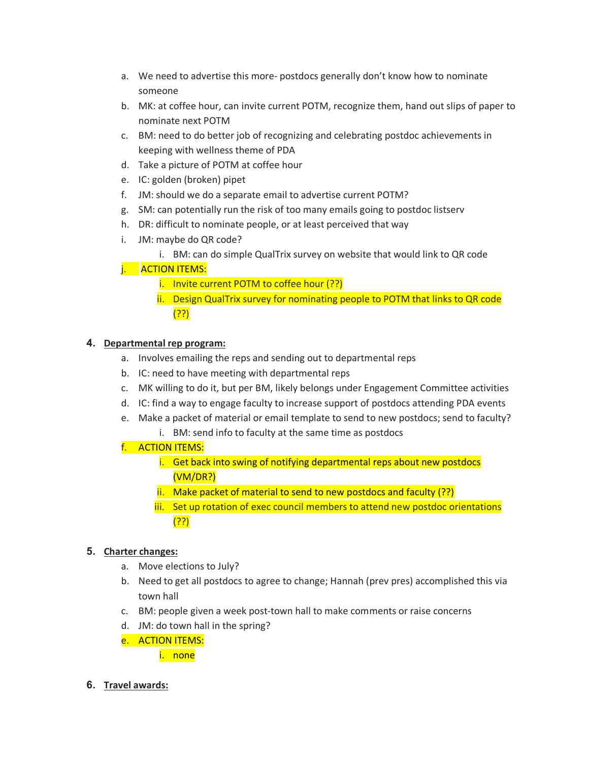a. We need to advertise this more- postdocs generally don't know how to nominate someone
b. MK: at coffee hour, can invite current POTM, recognize them, hand out slips of paper to nominate next POTM
c. BM: need to do better job of recognizing and celebrating postdoc achievements in keeping with wellness theme of PDA
d. Take a picture of POTM at coffee hour
e. IC: golden (broken) pipet
f. JM: should we do a separate email to advertise current POTM?
g. SM: can potentially run the risk of too many emails going to postdoc listserv
h. DR: difficult to nominate people, or at least perceived that way
i. JM: maybe do QR code?
    i. BM: can do simple QualTrix survey on website that would link to QR code
j. ACTION ITEMS:
    i. Invite current POTM to coffee hour (??)
    ii. Design QualTrix survey for nominating people to POTM that links to QR code (??)

4. **Departmental rep program:**
    a. Involves emailing the reps and sending out to departmental reps
    b. IC: need to have meeting with departmental reps
    c. MK willing to do it, but per BM, likely belongs under Engagement Committee activities
    d. IC: find a way to engage faculty to increase support of postdocs attending PDA events
    e. Make a packet of material or email template to send to new postdocs; send to faculty?
        i. BM: send info to faculty at the same time as postdocs
    f. ACTION ITEMS:
        i. Get back into swing of notifying departmental reps about new postdocs (VM/DR?)
        ii. Make packet of material to send to new postdocs and faculty (??)
        iii. Set up rotation of exec council members to attend new postdoc orientations (??)

5. **Charter changes:**
    a. Move elections to July?
    b. Need to get all postdocs to agree to change; Hannah (prev pres) accomplished this via town hall
    c. BM: people given a week post-town hall to make comments or raise concerns
    d. JM: do town hall in the spring?
    e. ACTION ITEMS:
        i. none

6. **Travel awards:**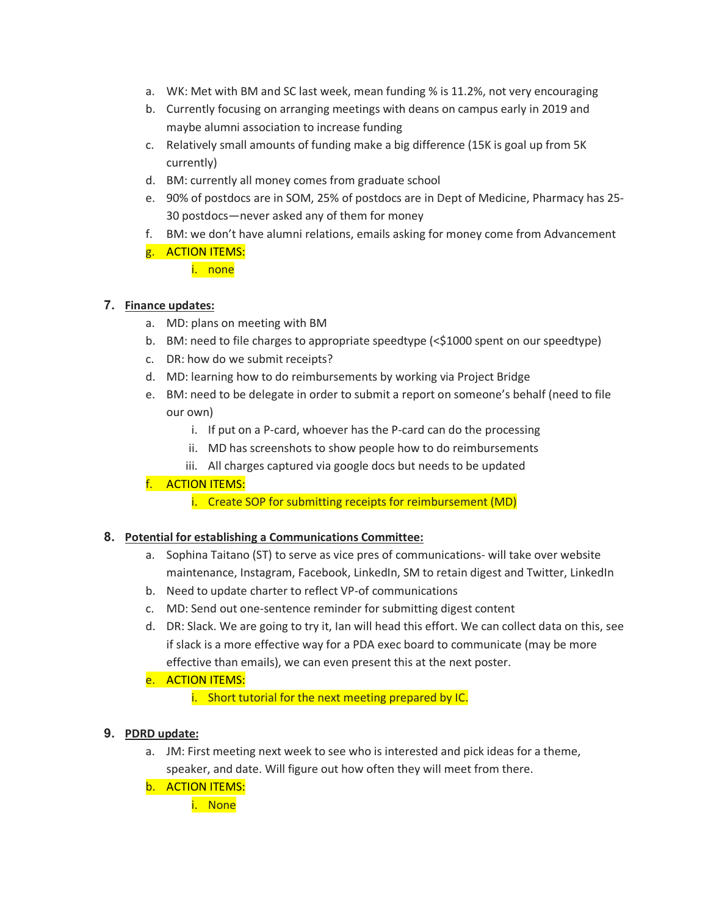a. WK: Met with BM and SC last week, mean funding % is 11.2%, not very encouraging
b. Currently focusing on arranging meetings with deans on campus early in 2019 and maybe alumni association to increase funding
c. Relatively small amounts of funding make a big difference (15K is goal up from 5K currently)
d. BM: currently all money comes from graduate school
e. 90% of postdocs are in SOM, 25% of postdocs are in Dept of Medicine, Pharmacy has 25-30 postdocs—never asked any of them for money
f. BM: we don't have alumni relations, emails asking for money come from Advancement
g. ACTION ITEMS:
    i. none

7. **Finance updates:**
    a. MD: plans on meeting with BM
    b. BM: need to file charges to appropriate speedtype (<$1000 spent on our speedtype)
    c. DR: how do we submit receipts?
    d. MD: learning how to do reimbursements by working via Project Bridge
    e. BM: need to be delegate in order to submit a report on someone's behalf (need to file our own)
        i. If put on a P-card, whoever has the P-card can do the processing
        ii. MD has screenshots to show people how to do reimbursements
        iii. All charges captured via google docs but needs to be updated
    f. ACTION ITEMS:
        i. Create SOP for submitting receipts for reimbursement (MD)

8. **Potential for establishing a Communications Committee:**
    a. Sophina Taitano (ST) to serve as vice pres of communications- will take over website maintenance, Instagram, Facebook, LinkedIn, SM to retain digest and Twitter, LinkedIn
    b. Need to update charter to reflect VP-of communications
    c. MD: Send out one-sentence reminder for submitting digest content
    d. DR: Slack. We are going to try it, Ian will head this effort. We can collect data on this, see if slack is a more effective way for a PDA exec board to communicate (may be more effective than emails), we can even present this at the next poster.
    e. ACTION ITEMS:
        i. Short tutorial for the next meeting prepared by IC.

9. **PDRD update:**
    a. JM: First meeting next week to see who is interested and pick ideas for a theme, speaker, and date. Will figure out how often they will meet from there.
    b. ACTION ITEMS:
        i. None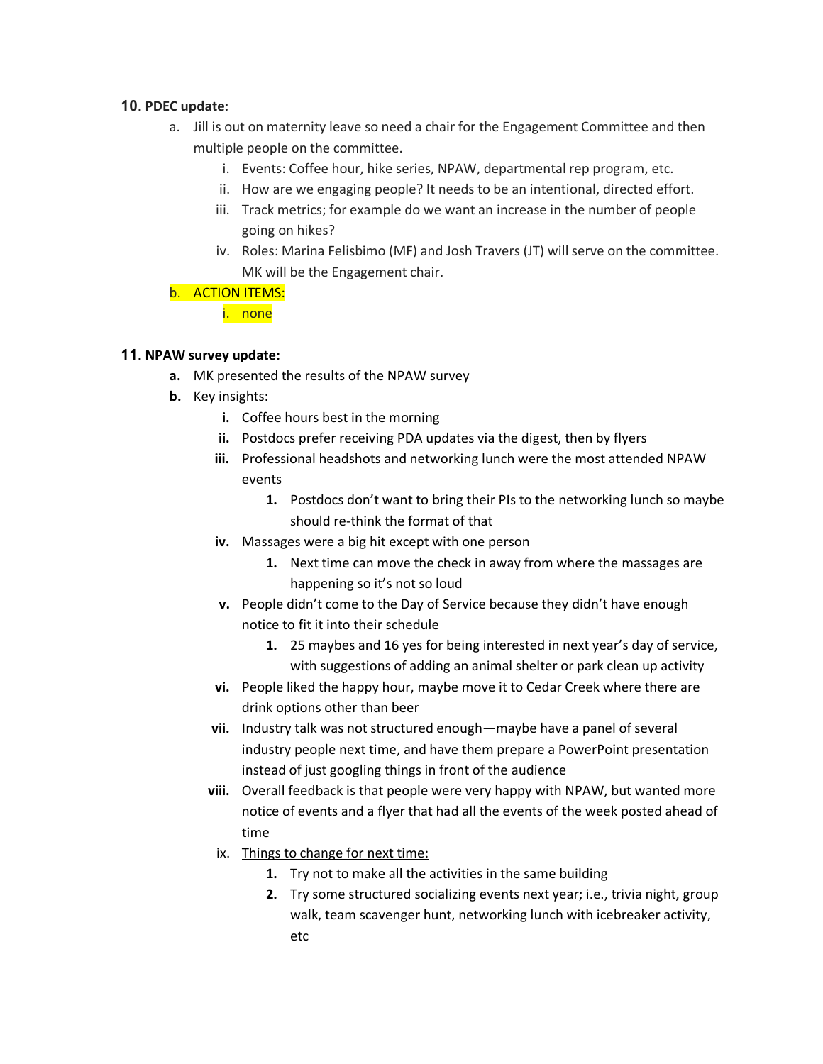10. **PDEC update:**

   a. Jill is out on maternity leave so need a chair for the Engagement Committee and then multiple people on the committee.

      i. Events: Coffee hour, hike series, NPAW, departmental rep program, etc.

      ii. How are we engaging people? It needs to be an intentional, directed effort.

      iii. Track metrics; for example do we want an increase in the number of people going on hikes?

      iv. Roles: Marina Felisbimo (MF) and Josh Travers (JT) will serve on the committee. MK will be the Engagement chair.

   b. ACTION ITEMS:

      i. none

11. **NPAW survey update:**

   **a.** MK presented the results of the NPAW survey

   **b.** Key insights:

      **i.** Coffee hours best in the morning

      **ii.** Postdocs prefer receiving PDA updates via the digest, then by flyers

      **iii.** Professional headshots and networking lunch were the most attended NPAW events

         **1.** Postdocs don't want to bring their PIs to the networking lunch so maybe should re-think the format of that

      **iv.** Massages were a big hit except with one person

         **1.** Next time can move the check in away from where the massages are happening so it's not so loud

      **v.** People didn't come to the Day of Service because they didn't have enough notice to fit it into their schedule

         **1.** 25 maybes and 16 yes for being interested in next year's day of service, with suggestions of adding an animal shelter or park clean up activity

      **vi.** People liked the happy hour, maybe move it to Cedar Creek where there are drink options other than beer

      **vii.** Industry talk was not structured enough—maybe have a panel of several industry people next time, and have them prepare a PowerPoint presentation instead of just googling things in front of the audience

      **viii.** Overall feedback is that people were very happy with NPAW, but wanted more notice of events and a flyer that had all the events of the week posted ahead of time

      ix. <u>Things to change for next time:</u>

         **1.** Try not to make all the activities in the same building

         **2.** Try some structured socializing events next year; i.e., trivia night, group walk, team scavenger hunt, networking lunch with icebreaker activity, etc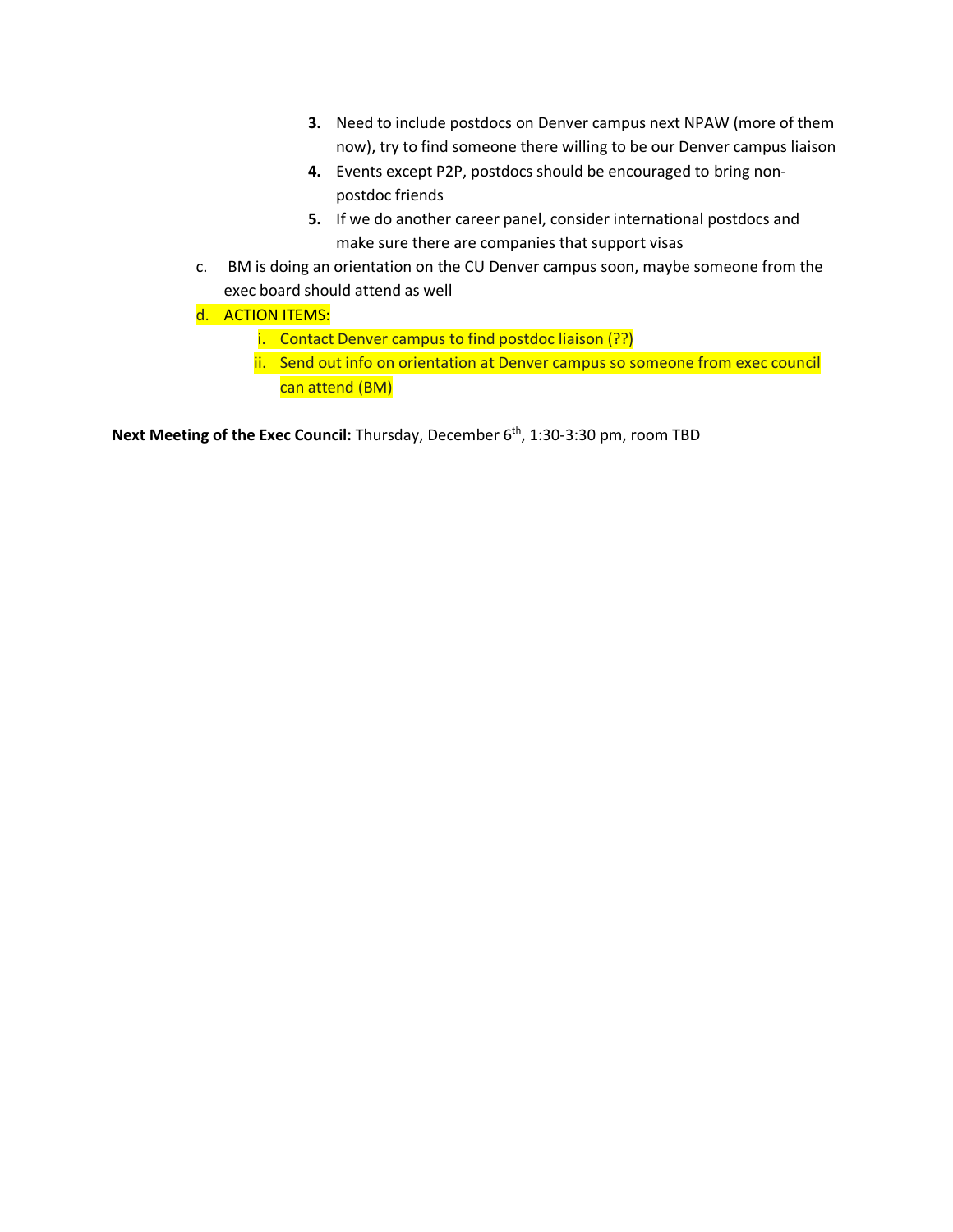3. Need to include postdocs on Denver campus next NPAW (more of them now), try to find someone there willing to be our Denver campus liaison
4. Events except P2P, postdocs should be encouraged to bring non-postdoc friends
5. If we do another career panel, consider international postdocs and make sure there are companies that support visas

c. BM is doing an orientation on the CU Denver campus soon, maybe someone from the exec board should attend as well

d. ACTION ITEMS:
   - i. Contact Denver campus to find postdoc liaison (??)
   - ii. Send out info on orientation at Denver campus so someone from exec council can attend (BM)

**Next Meeting of the Exec Council:** Thursday, December 6th, 1:30-3:30 pm, room TBD